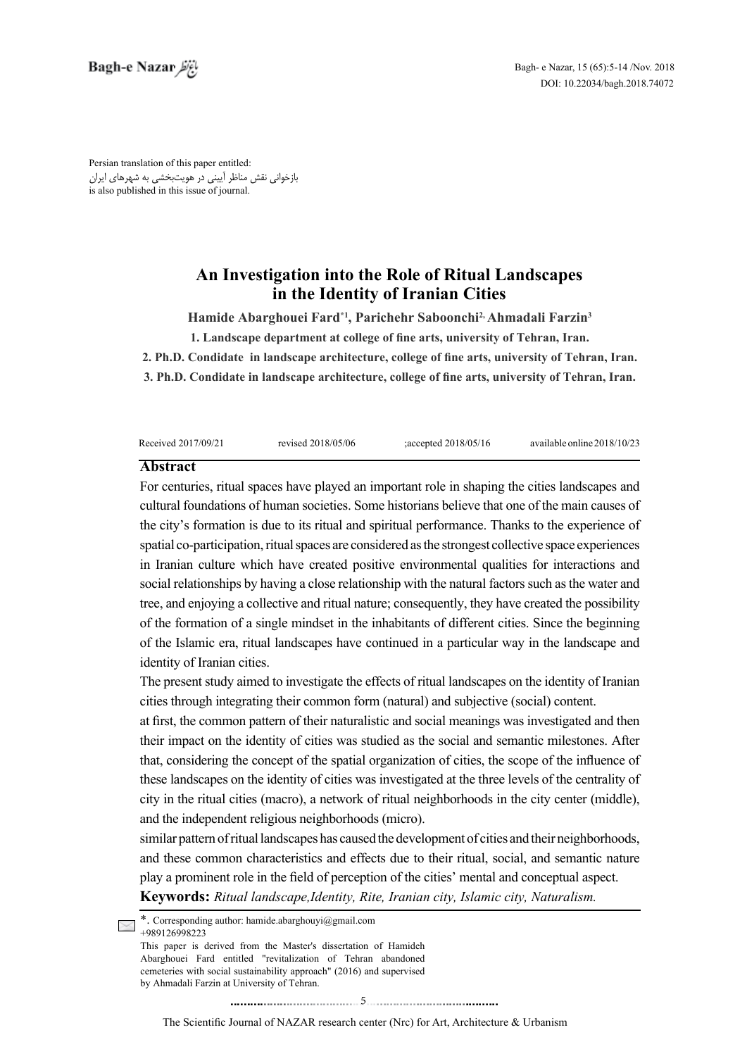Persian translation of this paper entitled:
بازخوانی نقش مناظر آیینی در هویت‌بخشی به شهرهای ایران
is also published in this issue of journal.

# An Investigation into the Role of Ritual Landscapes in the Identity of Iranian Cities

**Hamide Abarghouei Fard*[1], Parichehr Saboonchi[2], Ahmadali Farzin[3]**

**1. Landscape department at college of fine arts, university of Tehran, Iran.**

**2. Ph.D. Condidate in landscape architecture, college of fine arts, university of Tehran, Iran.**

**3. Ph.D. Condidate in landscape architecture, college of fine arts, university of Tehran, Iran.**

Received 2017/09/21 revised 2018/05/06 ;accepted 2018/05/16 available online 2018/10/23

## Abstract

For centuries, ritual spaces have played an important role in shaping the cities landscapes and cultural foundations of human societies. Some historians believe that one of the main causes of the city's formation is due to its ritual and spiritual performance. Thanks to the experience of spatial co-participation, ritual spaces are considered as the strongest collective space experiences in Iranian culture which have created positive environmental qualities for interactions and social relationships by having a close relationship with the natural factors such as the water and tree, and enjoying a collective and ritual nature; consequently, they have created the possibility of the formation of a single mindset in the inhabitants of different cities. Since the beginning of the Islamic era, ritual landscapes have continued in a particular way in the landscape and identity of Iranian cities.

The present study aimed to investigate the effects of ritual landscapes on the identity of Iranian cities through integrating their common form (natural) and subjective (social) content.

at first, the common pattern of their naturalistic and social meanings was investigated and then their impact on the identity of cities was studied as the social and semantic milestones. After that, considering the concept of the spatial organization of cities, the scope of the influence of these landscapes on the identity of cities was investigated at the three levels of the centrality of city in the ritual cities (macro), a network of ritual neighborhoods in the city center (middle), and the independent religious neighborhoods (micro).

similar pattern of ritual landscapes has caused the development of cities and their neighborhoods, and these common characteristics and effects due to their ritual, social, and semantic nature play a prominent role in the field of perception of the cities' mental and conceptual aspect.

**Keywords:** *Ritual landscape,Identity, Rite, Iranian city, Islamic city, Naturalism.*

*. Corresponding author: hamide.abarghouyi@gmail.com
+989126998223

This paper is derived from the Master's dissertation of Hamideh Abarghouei Fard entitled "revitalization of Tehran abandoned cemeteries with social sustainability approach" (2016) and supervised by Ahmadali Farzin at University of Tehran.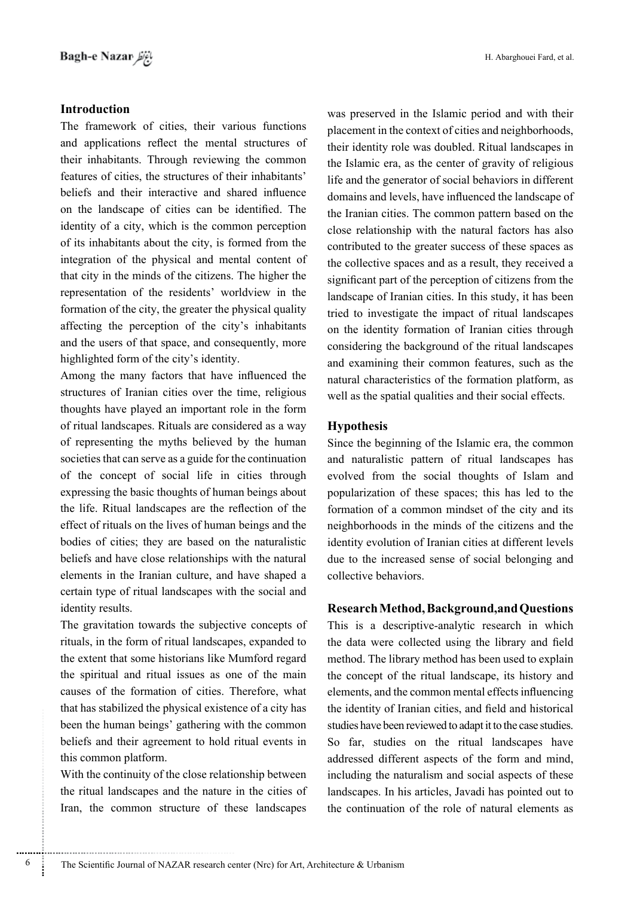## Introduction

The framework of cities, their various functions and applications reflect the mental structures of their inhabitants. Through reviewing the common features of cities, the structures of their inhabitants' beliefs and their interactive and shared influence on the landscape of cities can be identified. The identity of a city, which is the common perception of its inhabitants about the city, is formed from the integration of the physical and mental content of that city in the minds of the citizens. The higher the representation of the residents' worldview in the formation of the city, the greater the physical quality affecting the perception of the city's inhabitants and the users of that space, and consequently, more highlighted form of the city's identity.

Among the many factors that have influenced the structures of Iranian cities over the time, religious thoughts have played an important role in the form of ritual landscapes. Rituals are considered as a way of representing the myths believed by the human societies that can serve as a guide for the continuation of the concept of social life in cities through expressing the basic thoughts of human beings about the life. Ritual landscapes are the reflection of the effect of rituals on the lives of human beings and the bodies of cities; they are based on the naturalistic beliefs and have close relationships with the natural elements in the Iranian culture, and have shaped a certain type of ritual landscapes with the social and identity results.

The gravitation towards the subjective concepts of rituals, in the form of ritual landscapes, expanded to the extent that some historians like Mumford regard the spiritual and ritual issues as one of the main causes of the formation of cities. Therefore, what that has stabilized the physical existence of a city has been the human beings' gathering with the common beliefs and their agreement to hold ritual events in this common platform.

With the continuity of the close relationship between the ritual landscapes and the nature in the cities of Iran, the common structure of these landscapes was preserved in the Islamic period and with their placement in the context of cities and neighborhoods, their identity role was doubled. Ritual landscapes in the Islamic era, as the center of gravity of religious life and the generator of social behaviors in different domains and levels, have influenced the landscape of the Iranian cities. The common pattern based on the close relationship with the natural factors has also contributed to the greater success of these spaces as the collective spaces and as a result, they received a significant part of the perception of citizens from the landscape of Iranian cities. In this study, it has been tried to investigate the impact of ritual landscapes on the identity formation of Iranian cities through considering the background of the ritual landscapes and examining their common features, such as the natural characteristics of the formation platform, as well as the spatial qualities and their social effects.

## Hypothesis

Since the beginning of the Islamic era, the common and naturalistic pattern of ritual landscapes has evolved from the social thoughts of Islam and popularization of these spaces; this has led to the formation of a common mindset of the city and its neighborhoods in the minds of the citizens and the identity evolution of Iranian cities at different levels due to the increased sense of social belonging and collective behaviors.

## Research Method, Background, and Questions

This is a descriptive-analytic research in which the data were collected using the library and field method. The library method has been used to explain the concept of the ritual landscape, its history and elements, and the common mental effects influencing the identity of Iranian cities, and field and historical studies have been reviewed to adapt it to the case studies. So far, studies on the ritual landscapes have addressed different aspects of the form and mind, including the naturalism and social aspects of these landscapes. In his articles, Javadi has pointed out to the continuation of the role of natural elements as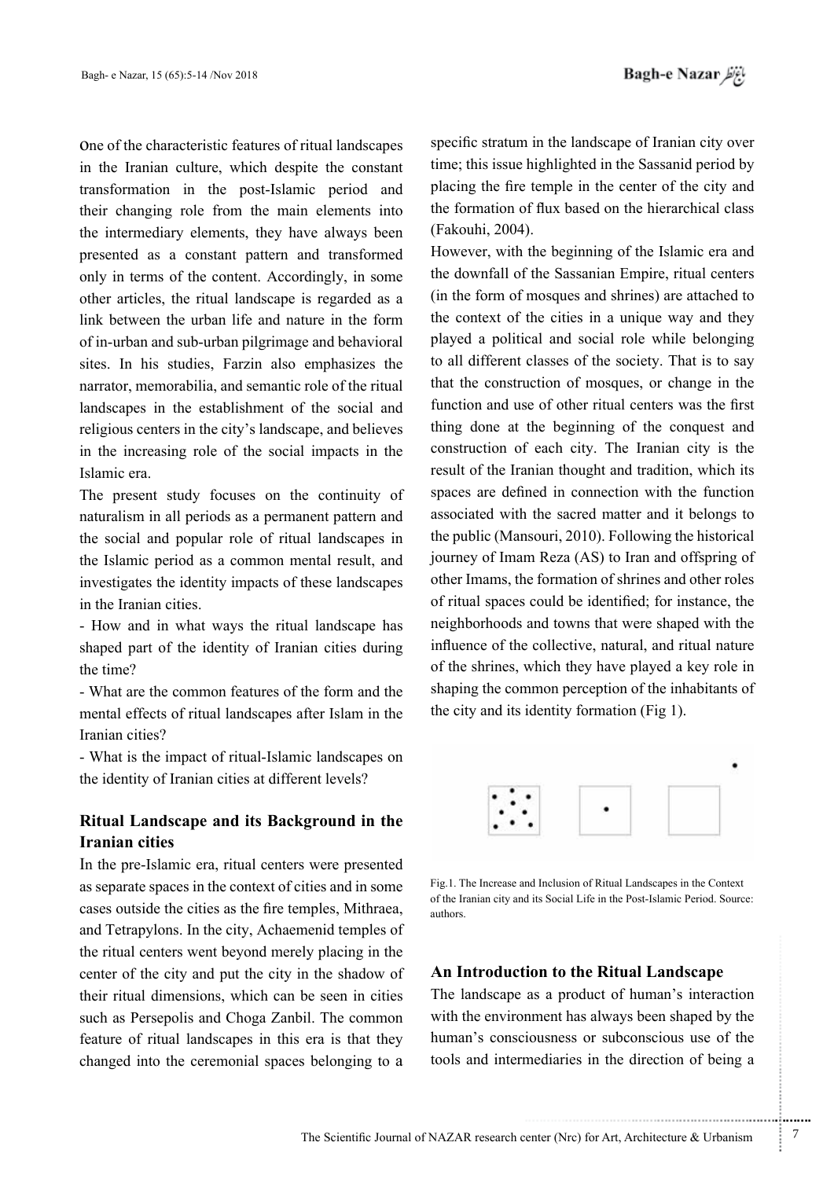one of the characteristic features of ritual landscapes in the Iranian culture, which despite the constant transformation in the post-Islamic period and their changing role from the main elements into the intermediary elements, they have always been presented as a constant pattern and transformed only in terms of the content. Accordingly, in some other articles, the ritual landscape is regarded as a link between the urban life and nature in the form of in-urban and sub-urban pilgrimage and behavioral sites. In his studies, Farzin also emphasizes the narrator, memorabilia, and semantic role of the ritual landscapes in the establishment of the social and religious centers in the city's landscape, and believes in the increasing role of the social impacts in the Islamic era.

The present study focuses on the continuity of naturalism in all periods as a permanent pattern and the social and popular role of ritual landscapes in the Islamic period as a common mental result, and investigates the identity impacts of these landscapes in the Iranian cities.

- How and in what ways the ritual landscape has shaped part of the identity of Iranian cities during the time?
- What are the common features of the form and the mental effects of ritual landscapes after Islam in the Iranian cities?
- What is the impact of ritual-Islamic landscapes on the identity of Iranian cities at different levels?

## Ritual Landscape and its Background in the Iranian cities

In the pre-Islamic era, ritual centers were presented as separate spaces in the context of cities and in some cases outside the cities as the fire temples, Mithraea, and Tetrapylons. In the city, Achaemenid temples of the ritual centers went beyond merely placing in the center of the city and put the city in the shadow of their ritual dimensions, which can be seen in cities such as Persepolis and Choga Zanbil. The common feature of ritual landscapes in this era is that they changed into the ceremonial spaces belonging to a specific stratum in the landscape of Iranian city over time; this issue highlighted in the Sassanid period by placing the fire temple in the center of the city and the formation of flux based on the hierarchical class (Fakouhi, 2004).

However, with the beginning of the Islamic era and the downfall of the Sassanian Empire, ritual centers (in the form of mosques and shrines) are attached to the context of the cities in a unique way and they played a political and social role while belonging to all different classes of the society. That is to say that the construction of mosques, or change in the function and use of other ritual centers was the first thing done at the beginning of the conquest and construction of each city. The Iranian city is the result of the Iranian thought and tradition, which its spaces are defined in connection with the function associated with the sacred matter and it belongs to the public (Mansouri, 2010). Following the historical journey of Imam Reza (AS) to Iran and offspring of other Imams, the formation of shrines and other roles of ritual spaces could be identified; for instance, the neighborhoods and towns that were shaped with the influence of the collective, natural, and ritual nature of the shrines, which they have played a key role in shaping the common perception of the inhabitants of the city and its identity formation (Fig 1).

Fig.1. The Increase and Inclusion of Ritual Landscapes in the Context of the Iranian city and its Social Life in the Post-Islamic Period. Source: authors.

## An Introduction to the Ritual Landscape

The landscape as a product of human's interaction with the environment has always been shaped by the human's consciousness or subconscious use of the tools and intermediaries in the direction of being a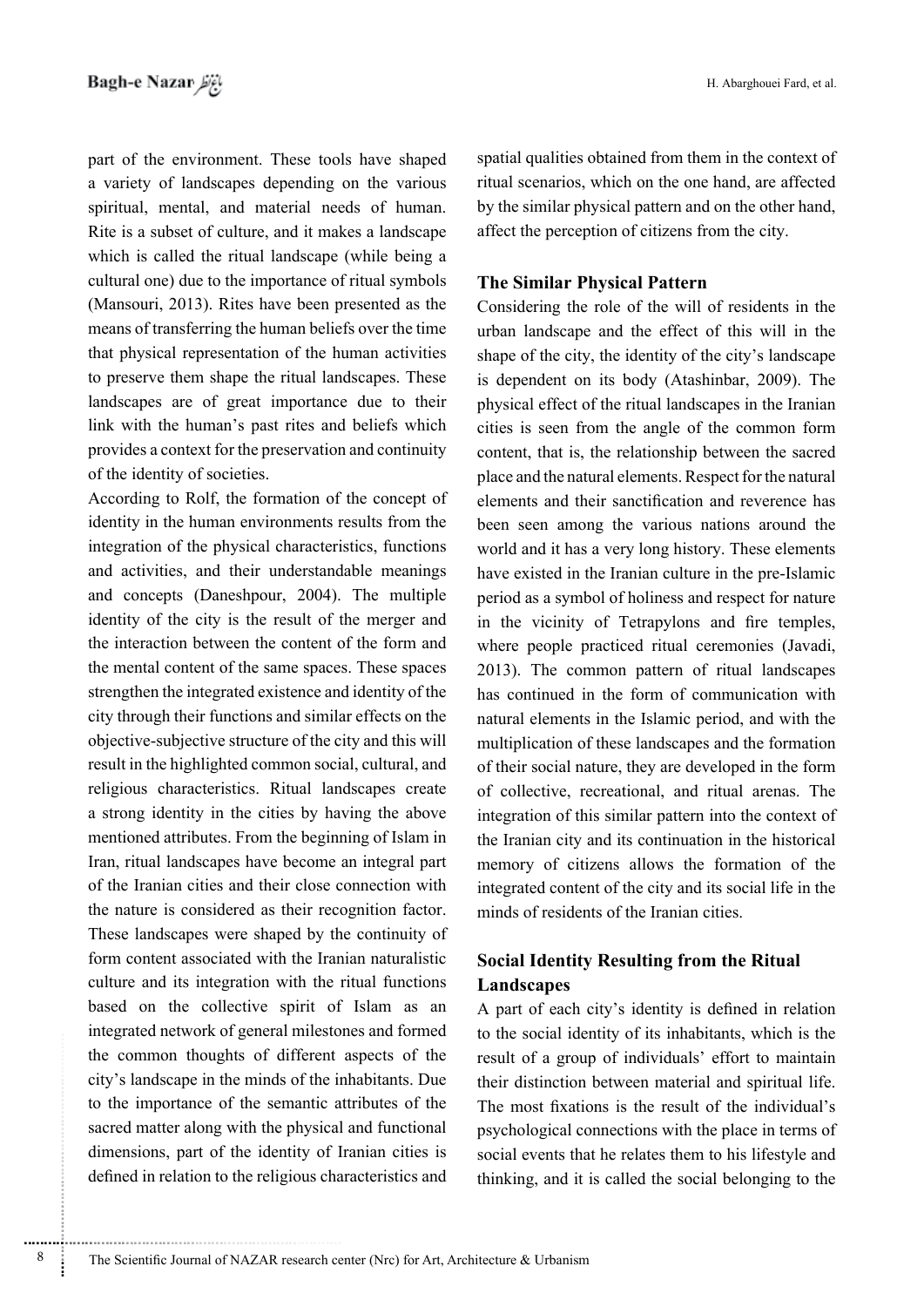part of the environment. These tools have shaped a variety of landscapes depending on the various spiritual, mental, and material needs of human. Rite is a subset of culture, and it makes a landscape which is called the ritual landscape (while being a cultural one) due to the importance of ritual symbols (Mansouri, 2013). Rites have been presented as the means of transferring the human beliefs over the time that physical representation of the human activities to preserve them shape the ritual landscapes. These landscapes are of great importance due to their link with the human's past rites and beliefs which provides a context for the preservation and continuity of the identity of societies.

According to Rolf, the formation of the concept of identity in the human environments results from the integration of the physical characteristics, functions and activities, and their understandable meanings and concepts (Daneshpour, 2004). The multiple identity of the city is the result of the merger and the interaction between the content of the form and the mental content of the same spaces. These spaces strengthen the integrated existence and identity of the city through their functions and similar effects on the objective-subjective structure of the city and this will result in the highlighted common social, cultural, and religious characteristics. Ritual landscapes create a strong identity in the cities by having the above mentioned attributes. From the beginning of Islam in Iran, ritual landscapes have become an integral part of the Iranian cities and their close connection with the nature is considered as their recognition factor. These landscapes were shaped by the continuity of form content associated with the Iranian naturalistic culture and its integration with the ritual functions based on the collective spirit of Islam as an integrated network of general milestones and formed the common thoughts of different aspects of the city's landscape in the minds of the inhabitants. Due to the importance of the semantic attributes of the sacred matter along with the physical and functional dimensions, part of the identity of Iranian cities is defined in relation to the religious characteristics and spatial qualities obtained from them in the context of ritual scenarios, which on the one hand, are affected by the similar physical pattern and on the other hand, affect the perception of citizens from the city.

## The Similar Physical Pattern

Considering the role of the will of residents in the urban landscape and the effect of this will in the shape of the city, the identity of the city's landscape is dependent on its body (Atashinbar, 2009). The physical effect of the ritual landscapes in the Iranian cities is seen from the angle of the common form content, that is, the relationship between the sacred place and the natural elements. Respect for the natural elements and their sanctification and reverence has been seen among the various nations around the world and it has a very long history. These elements have existed in the Iranian culture in the pre-Islamic period as a symbol of holiness and respect for nature in the vicinity of Tetrapylons and fire temples, where people practiced ritual ceremonies (Javadi, 2013). The common pattern of ritual landscapes has continued in the form of communication with natural elements in the Islamic period, and with the multiplication of these landscapes and the formation of their social nature, they are developed in the form of collective, recreational, and ritual arenas. The integration of this similar pattern into the context of the Iranian city and its continuation in the historical memory of citizens allows the formation of the integrated content of the city and its social life in the minds of residents of the Iranian cities.

## Social Identity Resulting from the Ritual Landscapes

A part of each city's identity is defined in relation to the social identity of its inhabitants, which is the result of a group of individuals' effort to maintain their distinction between material and spiritual life. The most fixations is the result of the individual's psychological connections with the place in terms of social events that he relates them to his lifestyle and thinking, and it is called the social belonging to the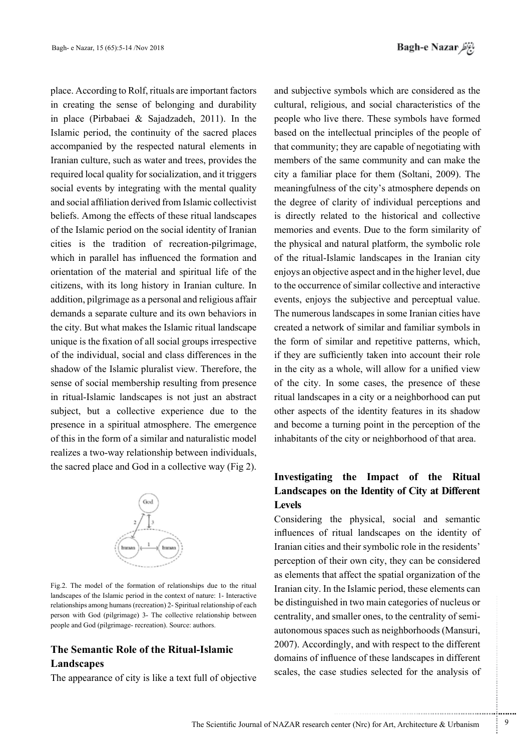place. According to Rolf, rituals are important factors in creating the sense of belonging and durability in place (Pirbabaei & Sajadzadeh, 2011). In the Islamic period, the continuity of the sacred places accompanied by the respected natural elements in Iranian culture, such as water and trees, provides the required local quality for socialization, and it triggers social events by integrating with the mental quality and social affiliation derived from Islamic collectivist beliefs. Among the effects of these ritual landscapes of the Islamic period on the social identity of Iranian cities is the tradition of recreation-pilgrimage, which in parallel has influenced the formation and orientation of the material and spiritual life of the citizens, with its long history in Iranian culture. In addition, pilgrimage as a personal and religious affair demands a separate culture and its own behaviors in the city. But what makes the Islamic ritual landscape unique is the fixation of all social groups irrespective of the individual, social and class differences in the shadow of the Islamic pluralist view. Therefore, the sense of social membership resulting from presence in ritual-Islamic landscapes is not just an abstract subject, but a collective experience due to the presence in a spiritual atmosphere. The emergence of this in the form of a similar and naturalistic model realizes a two-way relationship between individuals, the sacred place and God in a collective way (Fig 2).

Fig.2. The model of the formation of relationships due to the ritual landscapes of the Islamic period in the context of nature: 1- Interactive relationships among humans (recreation) 2- Spiritual relationship of each person with God (pilgrimage) 3- The collective relationship between people and God (pilgrimage- recreation). Source: authors.

## The Semantic Role of the Ritual-Islamic Landscapes

The appearance of city is like a text full of objective and subjective symbols which are considered as the cultural, religious, and social characteristics of the people who live there. These symbols have formed based on the intellectual principles of the people of that community; they are capable of negotiating with members of the same community and can make the city a familiar place for them (Soltani, 2009). The meaningfulness of the city's atmosphere depends on the degree of clarity of individual perceptions and is directly related to the historical and collective memories and events. Due to the form similarity of the physical and natural platform, the symbolic role of the ritual-Islamic landscapes in the Iranian city enjoys an objective aspect and in the higher level, due to the occurrence of similar collective and interactive events, enjoys the subjective and perceptual value. The numerous landscapes in some Iranian cities have created a network of similar and familiar symbols in the form of similar and repetitive patterns, which, if they are sufficiently taken into account their role in the city as a whole, will allow for a unified view of the city. In some cases, the presence of these ritual landscapes in a city or a neighborhood can put other aspects of the identity features in its shadow and become a turning point in the perception of the inhabitants of the city or neighborhood of that area.

## Investigating the Impact of the Ritual Landscapes on the Identity of City at Different Levels

Considering the physical, social and semantic influences of ritual landscapes on the identity of Iranian cities and their symbolic role in the residents' perception of their own city, they can be considered as elements that affect the spatial organization of the Iranian city. In the Islamic period, these elements can be distinguished in two main categories of nucleus or centrality, and smaller ones, to the centrality of semi-autonomous spaces such as neighborhoods (Mansuri, 2007). Accordingly, and with respect to the different domains of influence of these landscapes in different scales, the case studies selected for the analysis of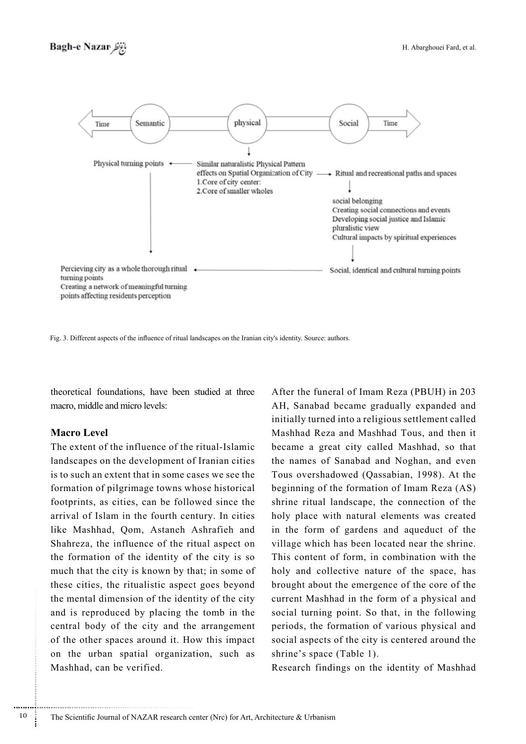Time | Semantic | physical | Social | Time

Physical turning points

Similar naturalistic Physical Pattern effects on Spatial Organization of City
1.Core of city center:
2.Core of smaller wholes

Ritual and recreational paths and spaces

social belonging
Creating social connections and events
Developing social justice and Islamic pluralistic view
Cultural impacts by spiritual experiences

Percieving city as a whole thorough ritual turning points
Creating a network of meaningful turning points affecting residents perception

Social, identical and cultural turning points

Fig. 3. Different aspects of the influence of ritual landscapes on the Iranian city's identity. Source: authors.

theoretical foundations, have been studied at three macro, middle and micro levels:

### Macro Level

The extent of the influence of the ritual-Islamic landscapes on the development of Iranian cities is to such an extent that in some cases we see the formation of pilgrimage towns whose historical footprints, as cities, can be followed since the arrival of Islam in the fourth century. In cities like Mashhad, Qom, Astaneh Ashrafieh and Shahreza, the influence of the ritual aspect on the formation of the identity of the city is so much that the city is known by that; in some of these cities, the ritualistic aspect goes beyond the mental dimension of the identity of the city and is reproduced by placing the tomb in the central body of the city and the arrangement of the other spaces around it. How this impact on the urban spatial organization, such as Mashhad, can be verified.

After the funeral of Imam Reza (PBUH) in 203 AH, Sanabad became gradually expanded and initially turned into a religious settlement called Mashhad Reza and Mashhad Tous, and then it became a great city called Mashhad, so that the names of Sanabad and Noghan, and even Tous overshadowed (Qassabian, 1998). At the beginning of the formation of Imam Reza (AS) shrine ritual landscape, the connection of the holy place with natural elements was created in the form of gardens and aqueduct of the village which has been located near the shrine. This content of form, in combination with the holy and collective nature of the space, has brought about the emergence of the core of the current Mashhad in the form of a physical and social turning point. So that, in the following periods, the formation of various physical and social aspects of the city is centered around the shrine's space (Table 1).

Research findings on the identity of Mashhad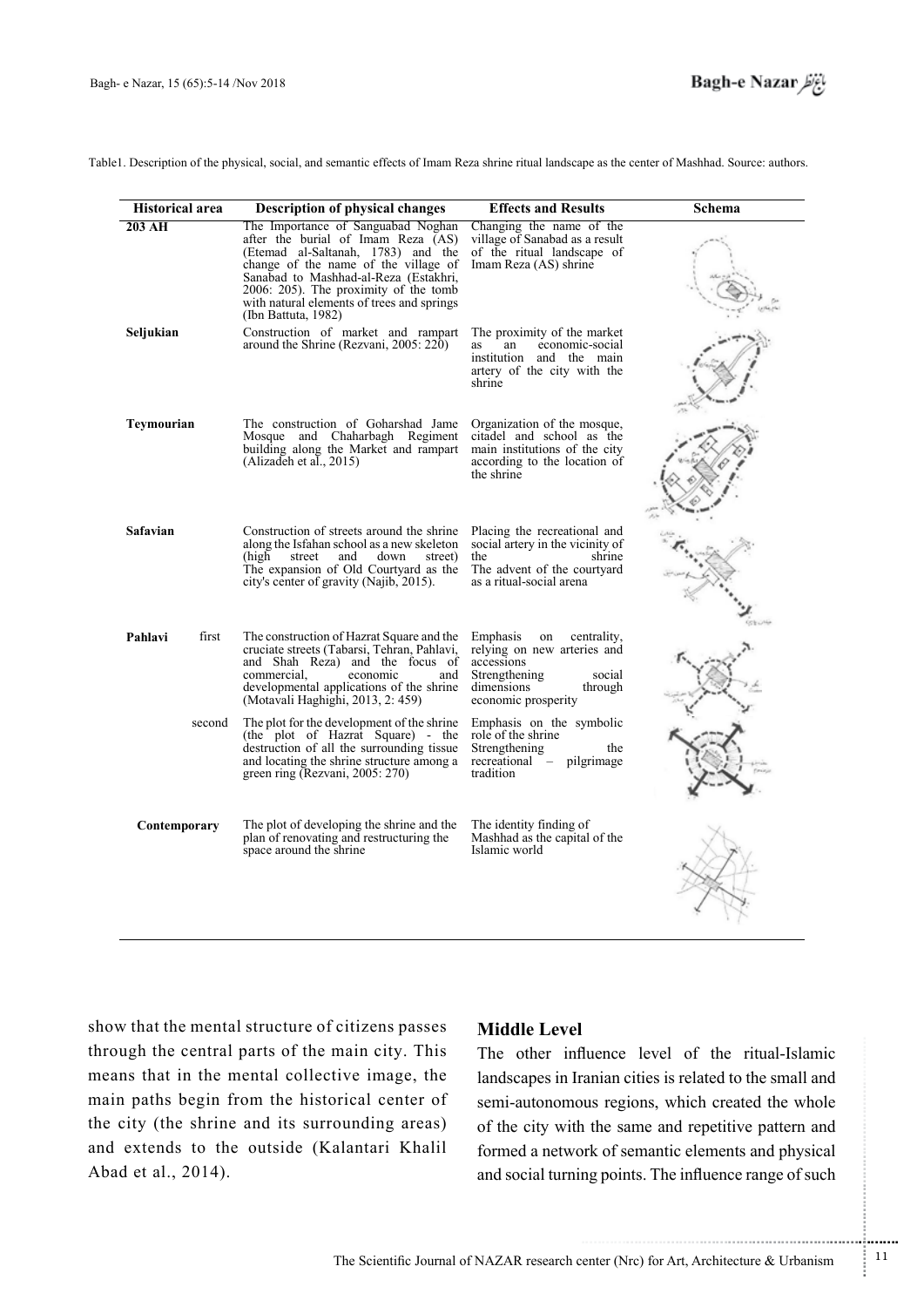Table1. Description of the physical, social, and semantic effects of Imam Reza shrine ritual landscape as the center of Mashhad. Source: authors.

| Historical area | | Description of physical changes | Effects and Results | Schema |
|---|---|---|---|---|
| 203 AH | | The Importance of Sanguabad Noghan after the burial of Imam Reza (AS) (Etemad al-Saltanah, 1783) and the change of the name of the village of Sanabad to Mashhad-al-Reza (Estakhri, 2006: 205). The proximity of the tomb with natural elements of trees and springs (Ibn Battuta, 1982) | Changing the name of the village of Sanabad as a result of the ritual landscape of Imam Reza (AS) shrine | |
| Seljukian | | Construction of market and rampart around the Shrine (Rezvani, 2005: 220) | The proximity of the market as an economic-social institution and the main artery of the city with the shrine | |
| Teymourian | | The construction of Goharshad Jame Mosque and Chaharbagh Regiment building along the Market and rampart (Alizadeh et al., 2015) | Organization of the mosque, citadel and school as the main institutions of the city according to the location of the shrine | |
| Safavian | | Construction of streets around the shrine along the Isfahan school as a new skeleton (high street and down street) The expansion of Old Courtyard as the city's center of gravity (Najib, 2015). | Placing the recreational and social artery in the vicinity of the shrine The advent of the courtyard as a ritual-social arena | |
| Pahlavi | first | The construction of Hazrat Square and the cruciate streets (Tabarsi, Tehran, Pahlavi, and Shah Reza) and the focus of commercial, economic and developmental applications of the shrine (Motavali Haghighi, 2013, 2: 459) | Emphasis on centrality, relying on new arteries and accessions Strengthening social dimensions through economic prosperity | |
| | second | The plot for the development of the shrine (the plot of Hazrat Square) - the destruction of all the surrounding tissue and locating the shrine structure among a green ring (Rezvani, 2005: 270) | Emphasis on the symbolic role of the shrine Strengthening the recreational – pilgrimage tradition | |
| Contemporary | | The plot of developing the shrine and the plan of renovating and restructuring the space around the shrine | The identity finding of Mashhad as the capital of the Islamic world | |

show that the mental structure of citizens passes through the central parts of the main city. This means that in the mental collective image, the main paths begin from the historical center of the city (the shrine and its surrounding areas) and extends to the outside (Kalantari Khalil Abad et al., 2014).

## Middle Level

The other influence level of the ritual-Islamic landscapes in Iranian cities is related to the small and semi-autonomous regions, which created the whole of the city with the same and repetitive pattern and formed a network of semantic elements and physical and social turning points. The influence range of such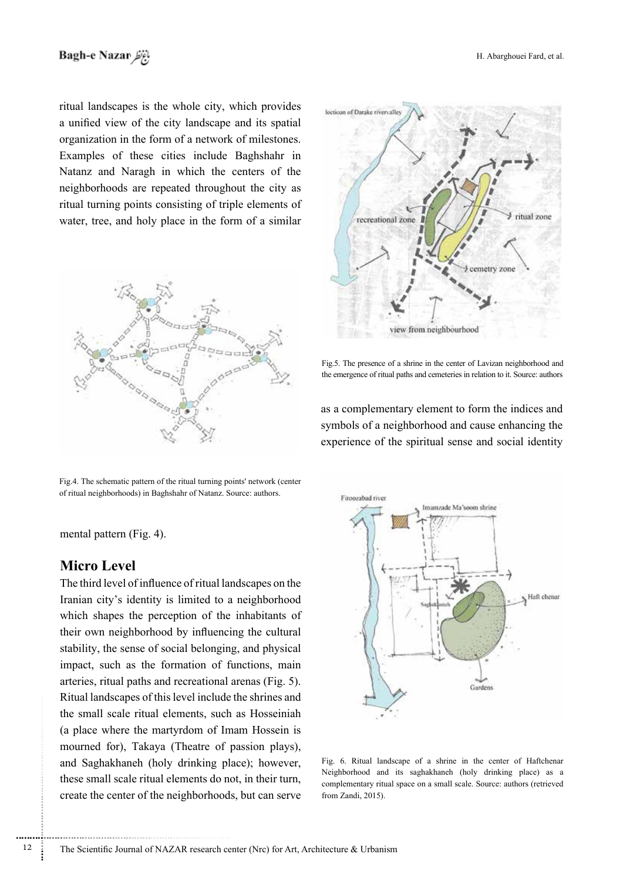ritual landscapes is the whole city, which provides a unified view of the city landscape and its spatial organization in the form of a network of milestones. Examples of these cities include Baghshahr in Natanz and Naragh in which the centers of the neighborhoods are repeated throughout the city as ritual turning points consisting of triple elements of water, tree, and holy place in the form of a similar mental pattern (Fig. 4).

Fig.4. The schematic pattern of the ritual turning points' network (center of ritual neighborhoods) in Baghshahr of Natanz. Source: authors.

## Micro Level

The third level of influence of ritual landscapes on the Iranian city's identity is limited to a neighborhood which shapes the perception of the inhabitants of their own neighborhood by influencing the cultural stability, the sense of social belonging, and physical impact, such as the formation of functions, main arteries, ritual paths and recreational arenas (Fig. 5). Ritual landscapes of this level include the shrines and the small scale ritual elements, such as Hosseiniah (a place where the martyrdom of Imam Hossein is mourned for), Takaya (Theatre of passion plays), and Saghakhaneh (holy drinking place); however, these small scale ritual elements do not, in their turn, create the center of the neighborhoods, but can serve as a complementary element to form the indices and symbols of a neighborhood and cause enhancing the experience of the spiritual sense and social identity

Fig.5. The presence of a shrine in the center of Lavizan neighborhood and the emergence of ritual paths and cemeteries in relation to it. Source: authors

Fig. 6. Ritual landscape of a shrine in the center of Haftchenar Neighborhood and its saghakhaneh (holy drinking place) as a complementary ritual space on a small scale. Source: authors (retrieved from Zandi, 2015).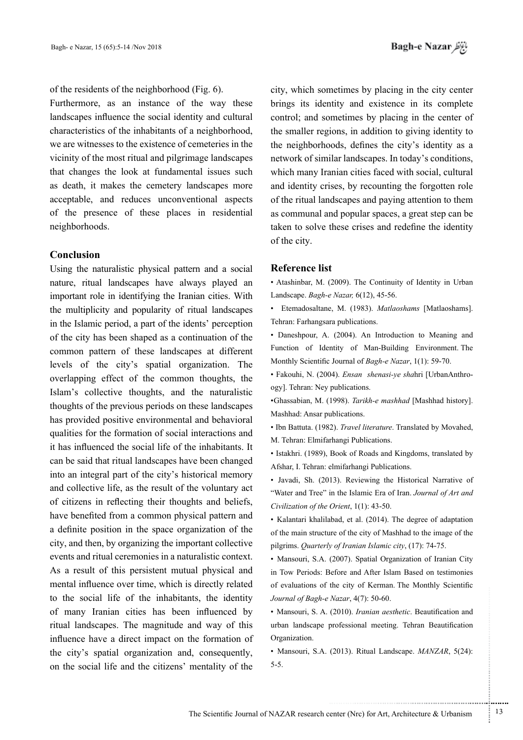of the residents of the neighborhood (Fig. 6).

Furthermore, as an instance of the way these landscapes influence the social identity and cultural characteristics of the inhabitants of a neighborhood, we are witnesses to the existence of cemeteries in the vicinity of the most ritual and pilgrimage landscapes that changes the look at fundamental issues such as death, it makes the cemetery landscapes more acceptable, and reduces unconventional aspects of the presence of these places in residential neighborhoods.

## Conclusion

Using the naturalistic physical pattern and a social nature, ritual landscapes have always played an important role in identifying the Iranian cities. With the multiplicity and popularity of ritual landscapes in the Islamic period, a part of the idents' perception of the city has been shaped as a continuation of the common pattern of these landscapes at different levels of the city's spatial organization. The overlapping effect of the common thoughts, the Islam's collective thoughts, and the naturalistic thoughts of the previous periods on these landscapes has provided positive environmental and behavioral qualities for the formation of social interactions and it has influenced the social life of the inhabitants. It can be said that ritual landscapes have been changed into an integral part of the city's historical memory and collective life, as the result of the voluntary act of citizens in reflecting their thoughts and beliefs, have benefited from a common physical pattern and a definite position in the space organization of the city, and then, by organizing the important collective events and ritual ceremonies in a naturalistic context. As a result of this persistent mutual physical and mental influence over time, which is directly related to the social life of the inhabitants, the identity of many Iranian cities has been influenced by ritual landscapes. The magnitude and way of this influence have a direct impact on the formation of the city's spatial organization and, consequently, on the social life and the citizens' mentality of the city, which sometimes by placing in the city center brings its identity and existence in its complete control; and sometimes by placing in the center of the smaller regions, in addition to giving identity to the neighborhoods, defines the city's identity as a network of similar landscapes. In today's conditions, which many Iranian cities faced with social, cultural and identity crises, by recounting the forgotten role of the ritual landscapes and paying attention to them as communal and popular spaces, a great step can be taken to solve these crises and redefine the identity of the city.

## Reference list

- Atashinbar, M. (2009). The Continuity of Identity in Urban Landscape. *Bagh-e Nazar,* 6(12), 45-56.
- Etemadosaltane, M. (1983). *Matlaoshams* [Matlaoshams]. Tehran: Farhangsara publications.
- Daneshpour, A. (2004). An Introduction to Meaning and Function of Identity of Man-Building Environment. The Monthly Scientific Journal of *Bagh-e Nazar*, 1(1): 59-70.
- Fakouhi, N. (2004). *Ensan shenasi-ye sha*hri [UrbanAnthropogy]. Tehran: Ney publications.
- Ghassabian, M. (1998). *Tarikh-e mashhad* [Mashhad history]. Mashhad: Ansar publications.
- Ibn Battuta. (1982). *Travel literature*. Translated by Movahed, M. Tehran: Elmifarhangi Publications.
- Istakhri. (1989), Book of Roads and Kingdoms, translated by Afshar, I. Tehran: elmifarhangi Publications.
- Javadi, Sh. (2013). Reviewing the Historical Narrative of "Water and Tree" in the Islamic Era of Iran. *Journal of Art and Civilization of the Orient*, 1(1): 43-50.
- Kalantari khalilabad, et al. (2014). The degree of adaptation of the main structure of the city of Mashhad to the image of the pilgrims. *Quarterly of Iranian Islamic city*, (17): 74-75.
- Mansouri, S.A. (2007). Spatial Organization of Iranian City in Tow Periods: Before and After Islam Based on testimonies of evaluations of the city of Kerman. The Monthly Scientific *Journal of Bagh-e Nazar*, 4(7): 50-60.
- Mansouri, S. A. (2010). *Iranian aesthetic*. Beautification and urban landscape professional meeting. Tehran Beautification Organization.
- Mansouri, S.A. (2013). Ritual Landscape. *MANZAR*, 5(24): 5-5.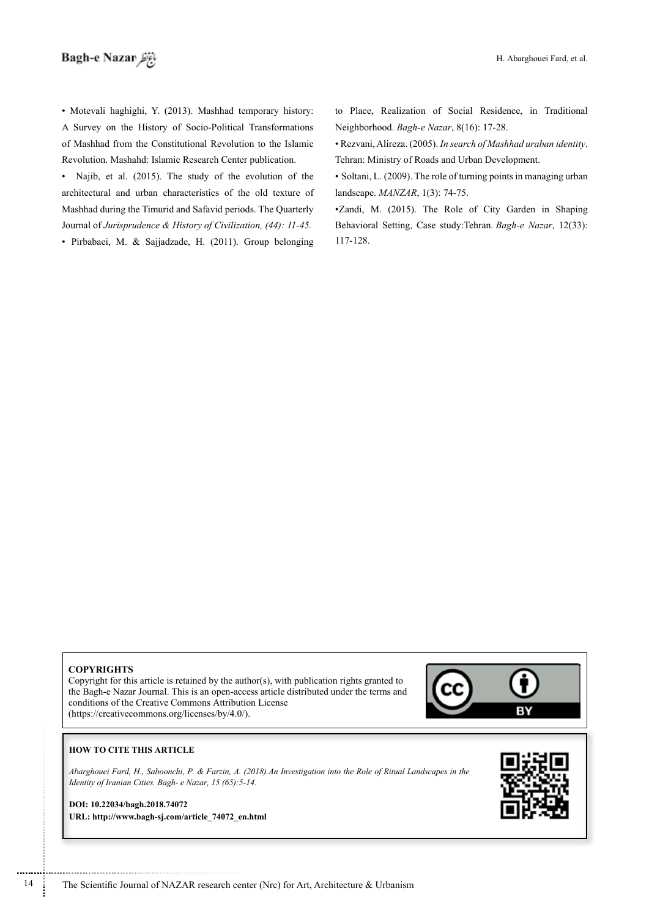- Motevali haghighi, Y. (2013). Mashhad temporary history: A Survey on the History of Socio-Political Transformations of Mashhad from the Constitutional Revolution to the Islamic Revolution. Mashahd: Islamic Research Center publication.
- Najib, et al. (2015). The study of the evolution of the architectural and urban characteristics of the old texture of Mashhad during the Timurid and Safavid periods. The Quarterly Journal of *Jurisprudence & History of Civilization, (44): 11-45.*
- Pirbabaei, M. & Sajjadzade, H. (2011). Group belonging to Place, Realization of Social Residence, in Traditional Neighborhood. *Bagh-e Nazar*, 8(16): 17-28.
- Rezvani, Alireza. (2005). *In search of Mashhad uraban identity*. Tehran: Ministry of Roads and Urban Development.
- Soltani, L. (2009). The role of turning points in managing urban landscape. *MANZAR*, 1(3): 74-75.
- Zandi, M. (2015). The Role of City Garden in Shaping Behavioral Setting, Case study:Tehran. *Bagh-e Nazar*, 12(33): 117-128.

**COPYRIGHTS**

Copyright for this article is retained by the author(s), with publication rights granted to the Bagh-e Nazar Journal. This is an open-access article distributed under the terms and conditions of the Creative Commons Attribution License (https://creativecommons.org/licenses/by/4.0/).

**HOW TO CITE THIS ARTICLE**

*Abarghouei Fard, H., Saboonchi, P. & Farzin, A. (2018).An Investigation into the Role of Ritual Landscapes in the Identity of Iranian Cities. Bagh- e Nazar, 15 (65):5-14.*

**DOI: 10.22034/bagh.2018.74072**

**URL: http://www.bagh-sj.com/article_74072_en.html**